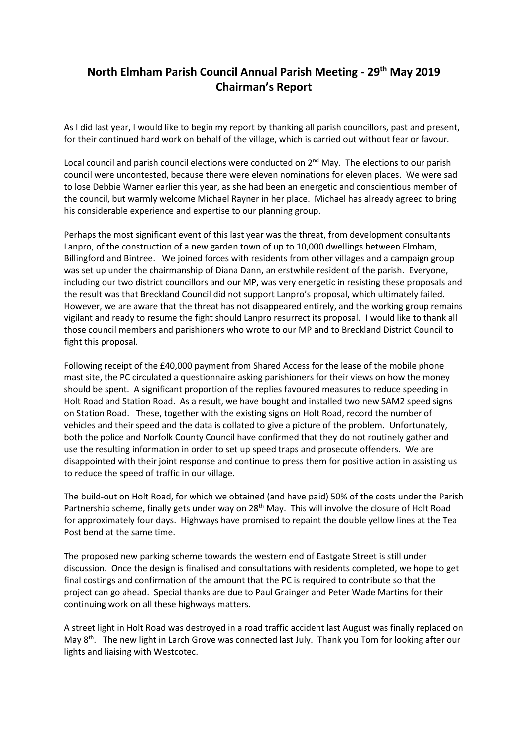# North Elmham Parish Council Annual Parish Meeting - 29th May 2019
## Chairman's Report

As I did last year, I would like to begin my report by thanking all parish councillors, past and present, for their continued hard work on behalf of the village, which is carried out without fear or favour.

Local council and parish council elections were conducted on 2nd May. The elections to our parish council were uncontested, because there were eleven nominations for eleven places. We were sad to lose Debbie Warner earlier this year, as she had been an energetic and conscientious member of the council, but warmly welcome Michael Rayner in her place. Michael has already agreed to bring his considerable experience and expertise to our planning group.

Perhaps the most significant event of this last year was the threat, from development consultants Lanpro, of the construction of a new garden town of up to 10,000 dwellings between Elmham, Billingford and Bintree. We joined forces with residents from other villages and a campaign group was set up under the chairmanship of Diana Dann, an erstwhile resident of the parish. Everyone, including our two district councillors and our MP, was very energetic in resisting these proposals and the result was that Breckland Council did not support Lanpro's proposal, which ultimately failed. However, we are aware that the threat has not disappeared entirely, and the working group remains vigilant and ready to resume the fight should Lanpro resurrect its proposal. I would like to thank all those council members and parishioners who wrote to our MP and to Breckland District Council to fight this proposal.

Following receipt of the £40,000 payment from Shared Access for the lease of the mobile phone mast site, the PC circulated a questionnaire asking parishioners for their views on how the money should be spent. A significant proportion of the replies favoured measures to reduce speeding in Holt Road and Station Road. As a result, we have bought and installed two new SAM2 speed signs on Station Road. These, together with the existing signs on Holt Road, record the number of vehicles and their speed and the data is collated to give a picture of the problem. Unfortunately, both the police and Norfolk County Council have confirmed that they do not routinely gather and use the resulting information in order to set up speed traps and prosecute offenders. We are disappointed with their joint response and continue to press them for positive action in assisting us to reduce the speed of traffic in our village.

The build-out on Holt Road, for which we obtained (and have paid) 50% of the costs under the Parish Partnership scheme, finally gets under way on 28th May. This will involve the closure of Holt Road for approximately four days. Highways have promised to repaint the double yellow lines at the Tea Post bend at the same time.

The proposed new parking scheme towards the western end of Eastgate Street is still under discussion. Once the design is finalised and consultations with residents completed, we hope to get final costings and confirmation of the amount that the PC is required to contribute so that the project can go ahead. Special thanks are due to Paul Grainger and Peter Wade Martins for their continuing work on all these highways matters.

A street light in Holt Road was destroyed in a road traffic accident last August was finally replaced on May 8th. The new light in Larch Grove was connected last July. Thank you Tom for looking after our lights and liaising with Westcotec.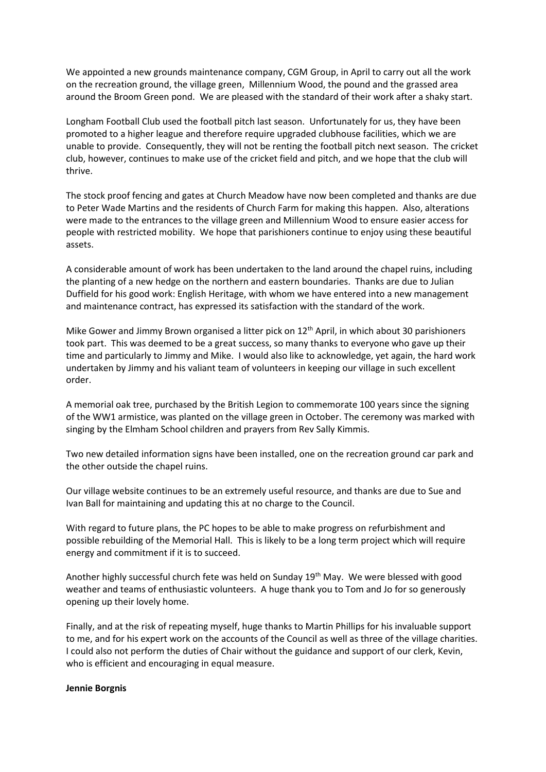We appointed a new grounds maintenance company, CGM Group, in April to carry out all the work on the recreation ground, the village green, Millennium Wood, the pound and the grassed area around the Broom Green pond. We are pleased with the standard of their work after a shaky start.

Longham Football Club used the football pitch last season. Unfortunately for us, they have been promoted to a higher league and therefore require upgraded clubhouse facilities, which we are unable to provide. Consequently, they will not be renting the football pitch next season. The cricket club, however, continues to make use of the cricket field and pitch, and we hope that the club will thrive.

The stock proof fencing and gates at Church Meadow have now been completed and thanks are due to Peter Wade Martins and the residents of Church Farm for making this happen. Also, alterations were made to the entrances to the village green and Millennium Wood to ensure easier access for people with restricted mobility. We hope that parishioners continue to enjoy using these beautiful assets.

A considerable amount of work has been undertaken to the land around the chapel ruins, including the planting of a new hedge on the northern and eastern boundaries. Thanks are due to Julian Duffield for his good work: English Heritage, with whom we have entered into a new management and maintenance contract, has expressed its satisfaction with the standard of the work.

Mike Gower and Jimmy Brown organised a litter pick on 12th April, in which about 30 parishioners took part. This was deemed to be a great success, so many thanks to everyone who gave up their time and particularly to Jimmy and Mike. I would also like to acknowledge, yet again, the hard work undertaken by Jimmy and his valiant team of volunteers in keeping our village in such excellent order.

A memorial oak tree, purchased by the British Legion to commemorate 100 years since the signing of the WW1 armistice, was planted on the village green in October. The ceremony was marked with singing by the Elmham School children and prayers from Rev Sally Kimmis.

Two new detailed information signs have been installed, one on the recreation ground car park and the other outside the chapel ruins.

Our village website continues to be an extremely useful resource, and thanks are due to Sue and Ivan Ball for maintaining and updating this at no charge to the Council.

With regard to future plans, the PC hopes to be able to make progress on refurbishment and possible rebuilding of the Memorial Hall. This is likely to be a long term project which will require energy and commitment if it is to succeed.

Another highly successful church fete was held on Sunday 19th May. We were blessed with good weather and teams of enthusiastic volunteers. A huge thank you to Tom and Jo for so generously opening up their lovely home.

Finally, and at the risk of repeating myself, huge thanks to Martin Phillips for his invaluable support to me, and for his expert work on the accounts of the Council as well as three of the village charities. I could also not perform the duties of Chair without the guidance and support of our clerk, Kevin, who is efficient and encouraging in equal measure.

**Jennie Borgnis**